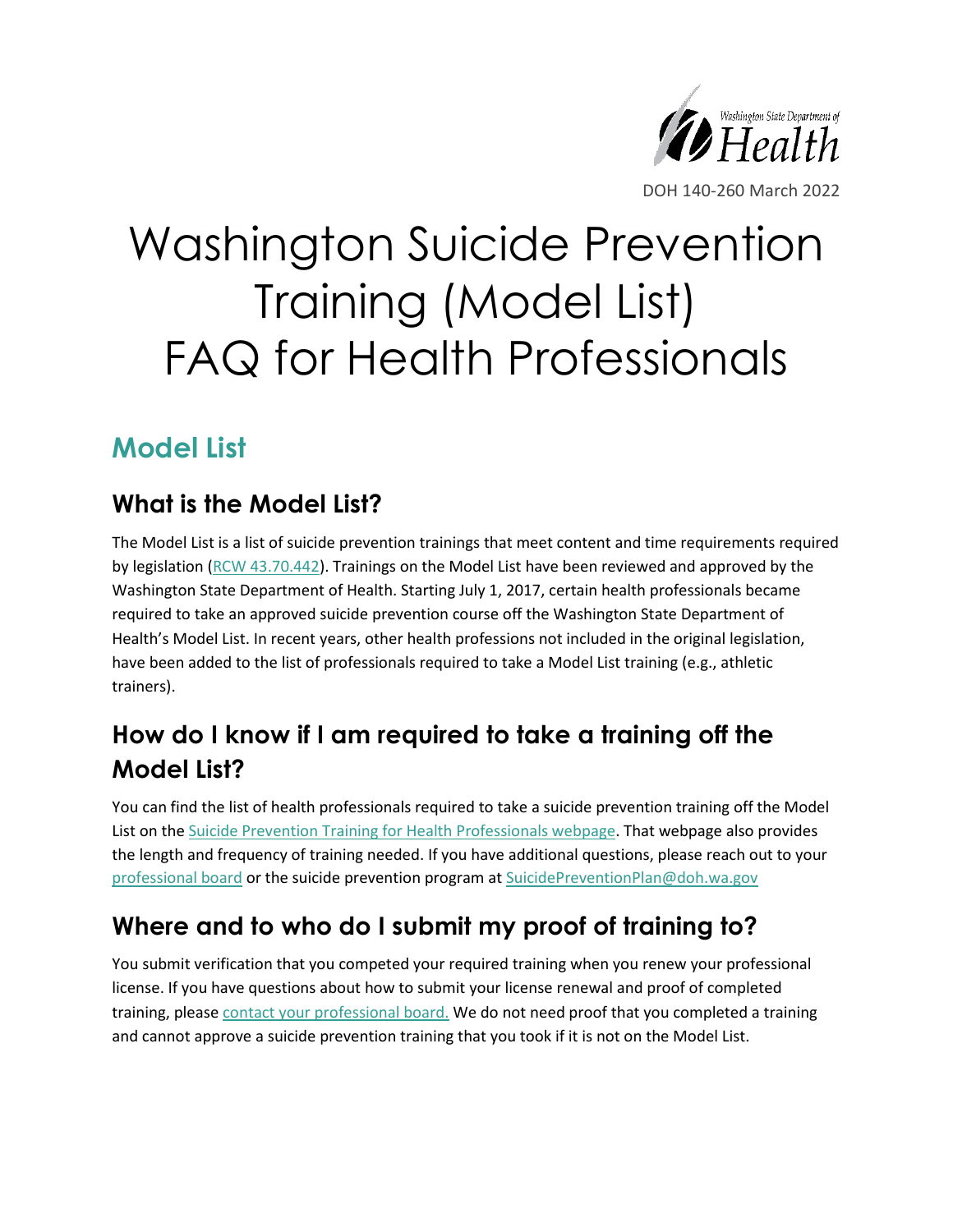DOH 140-260 March 2022

# Washington Suicide Prevention Training (Model List) FAQ for Health Professionals

## Model List

### What is the Model List?

The Model List is a list of suicide prevention trainings that meet content and time requirements required by legislation (RCW 43.70.442). Trainings on the Model List have been reviewed and approved by the Washington State Department of Health. Starting July 1, 2017, certain health professionals became required to take an approved suicide prevention course off the Washington State Department of Health's Model List. In recent years, other health professions not included in the original legislation, have been added to the list of professionals required to take a Model List training (e.g., athletic trainers).

### How do I know if I am required to take a training off the Model List?

You can find the list of health professionals required to take a suicide prevention training off the Model List on the Suicide Prevention Training for Health Professionals webpage. That webpage also provides the length and frequency of training needed. If you have additional questions, please reach out to your professional board or the suicide prevention program at SuicidePreventionPlan@doh.wa.gov

### Where and to who do I submit my proof of training to?

You submit verification that you competed your required training when you renew your professional license. If you have questions about how to submit your license renewal and proof of completed training, please contact your professional board. We do not need proof that you completed a training and cannot approve a suicide prevention training that you took if it is not on the Model List.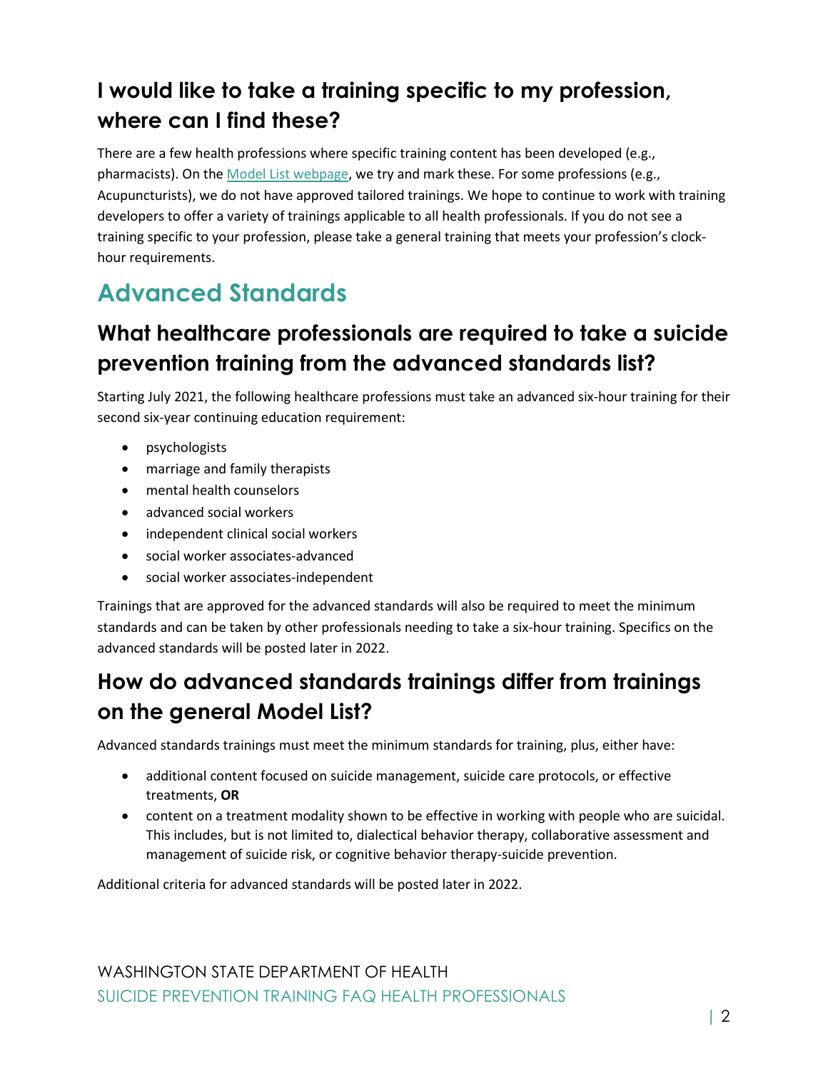## I would like to take a training specific to my profession, where can I find these?

There are a few health professions where specific training content has been developed (e.g., pharmacists). On the [Model List webpage](), we try and mark these. For some professions (e.g., Acupuncturists), we do not have approved tailored trainings. We hope to continue to work with training developers to offer a variety of trainings applicable to all health professionals. If you do not see a training specific to your profession, please take a general training that meets your profession's clock-hour requirements.

# Advanced Standards

## What healthcare professionals are required to take a suicide prevention training from the advanced standards list?

Starting July 2021, the following healthcare professions must take an advanced six-hour training for their second six-year continuing education requirement:

- psychologists
- marriage and family therapists
- mental health counselors
- advanced social workers
- independent clinical social workers
- social worker associates-advanced
- social worker associates-independent

Trainings that are approved for the advanced standards will also be required to meet the minimum standards and can be taken by other professionals needing to take a six-hour training. Specifics on the advanced standards will be posted later in 2022.

## How do advanced standards trainings differ from trainings on the general Model List?

Advanced standards trainings must meet the minimum standards for training, plus, either have:

- additional content focused on suicide management, suicide care protocols, or effective treatments, **OR**
- content on a treatment modality shown to be effective in working with people who are suicidal. This includes, but is not limited to, dialectical behavior therapy, collaborative assessment and management of suicide risk, or cognitive behavior therapy-suicide prevention.

Additional criteria for advanced standards will be posted later in 2022.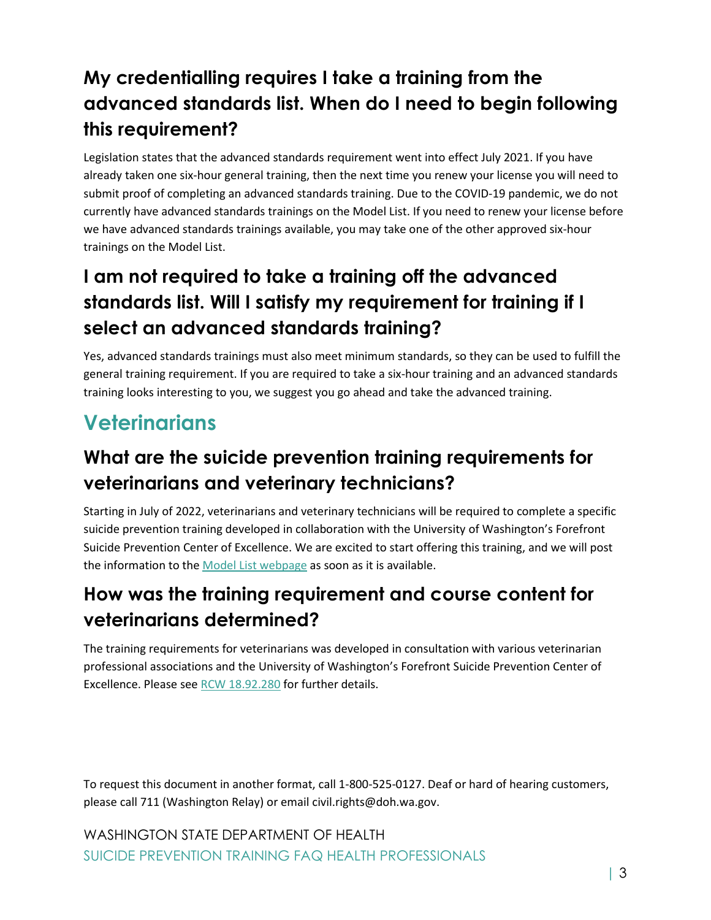## My credentialling requires I take a training from the advanced standards list. When do I need to begin following this requirement?

Legislation states that the advanced standards requirement went into effect July 2021. If you have already taken one six-hour general training, then the next time you renew your license you will need to submit proof of completing an advanced standards training. Due to the COVID-19 pandemic, we do not currently have advanced standards trainings on the Model List. If you need to renew your license before we have advanced standards trainings available, you may take one of the other approved six-hour trainings on the Model List.

## I am not required to take a training off the advanced standards list. Will I satisfy my requirement for training if I select an advanced standards training?

Yes, advanced standards trainings must also meet minimum standards, so they can be used to fulfill the general training requirement. If you are required to take a six-hour training and an advanced standards training looks interesting to you, we suggest you go ahead and take the advanced training.

# Veterinarians

## What are the suicide prevention training requirements for veterinarians and veterinary technicians?

Starting in July of 2022, veterinarians and veterinary technicians will be required to complete a specific suicide prevention training developed in collaboration with the University of Washington's Forefront Suicide Prevention Center of Excellence. We are excited to start offering this training, and we will post the information to the Model List webpage as soon as it is available.

## How was the training requirement and course content for veterinarians determined?

The training requirements for veterinarians was developed in consultation with various veterinarian professional associations and the University of Washington's Forefront Suicide Prevention Center of Excellence. Please see RCW 18.92.280 for further details.

To request this document in another format, call 1-800-525-0127. Deaf or hard of hearing customers, please call 711 (Washington Relay) or email civil.rights@doh.wa.gov.